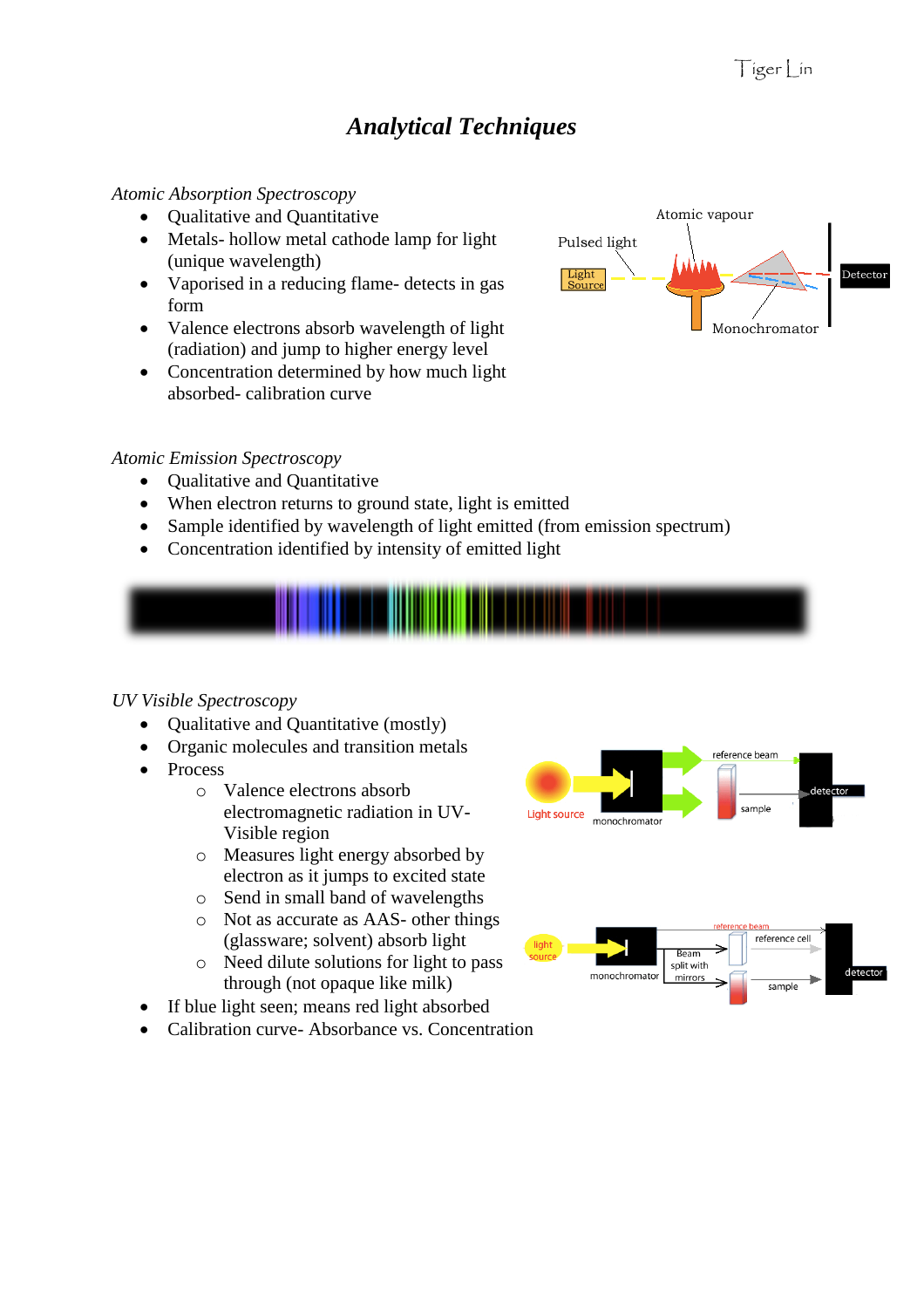# *Analytical Techniques*

*Atomic Absorption Spectroscopy*

- Qualitative and Quantitative
- Metals- hollow metal cathode lamp for light (unique wavelength)
- Vaporised in a reducing flame- detects in gas form
- Valence electrons absorb wavelength of light (radiation) and jump to higher energy level
- Concentration determined by how much light absorbed- calibration curve

*Atomic Emission Spectroscopy*

- Qualitative and Quantitative
- When electron returns to ground state, light is emitted
- Sample identified by wavelength of light emitted (from emission spectrum)
- Concentration identified by intensity of emitted light

*UV Visible Spectroscopy*

- Qualitative and Quantitative (mostly)
- Organic molecules and transition metals
- Process
  - Valence electrons absorb electromagnetic radiation in UV-Visible region
  - Measures light energy absorbed by electron as it jumps to excited state
  - Send in small band of wavelengths
  - Not as accurate as AAS- other things (glassware; solvent) absorb light
  - Need dilute solutions for light to pass through (not opaque like milk)
- If blue light seen; means red light absorbed
- Calibration curve- Absorbance vs. Concentration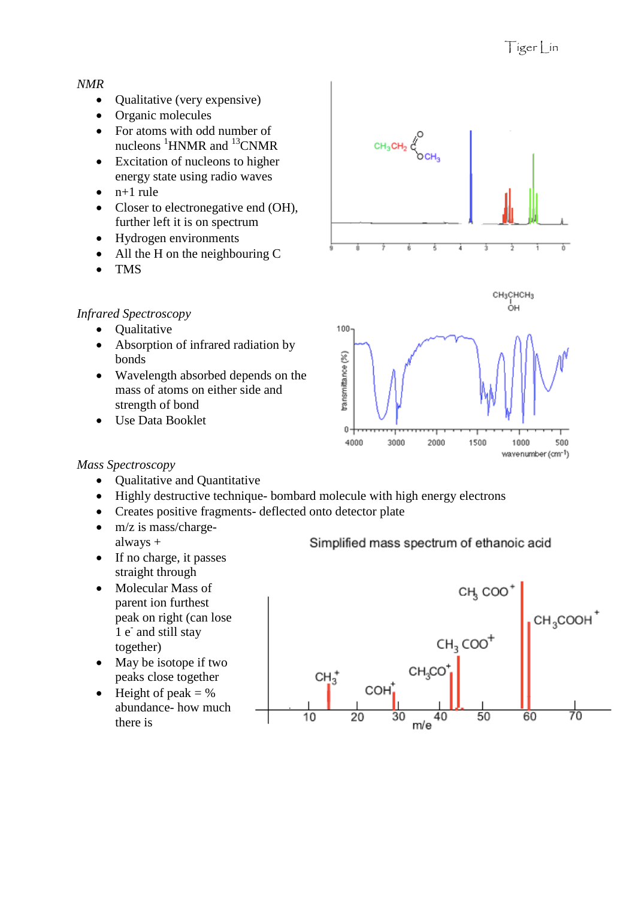*NMR*

- Qualitative (very expensive)
- Organic molecules
- For atoms with odd number of nucleons $^{1}$HNMR and $^{13}$CNMR
- Excitation of nucleons to higher energy state using radio waves
- n+1 rule
- Closer to electronegative end (OH), further left it is on spectrum
- Hydrogen environments
- All the H on the neighbouring C
- TMS

*Infrared Spectroscopy*

- Qualitative
- Absorption of infrared radiation by bonds
- Wavelength absorbed depends on the mass of atoms on either side and strength of bond
- Use Data Booklet

*Mass Spectroscopy*

- Qualitative and Quantitative
- Highly destructive technique- bombard molecule with high energy electrons
- Creates positive fragments- deflected onto detector plate
- m/z is mass/charge- always +
- If no charge, it passes straight through
- Molecular Mass of parent ion furthest peak on right (can lose 1 $e^-$ and still stay together)
- May be isotope if two peaks close together
- Height of peak = % abundance- how much there is

Simplified mass spectrum of ethanoic acid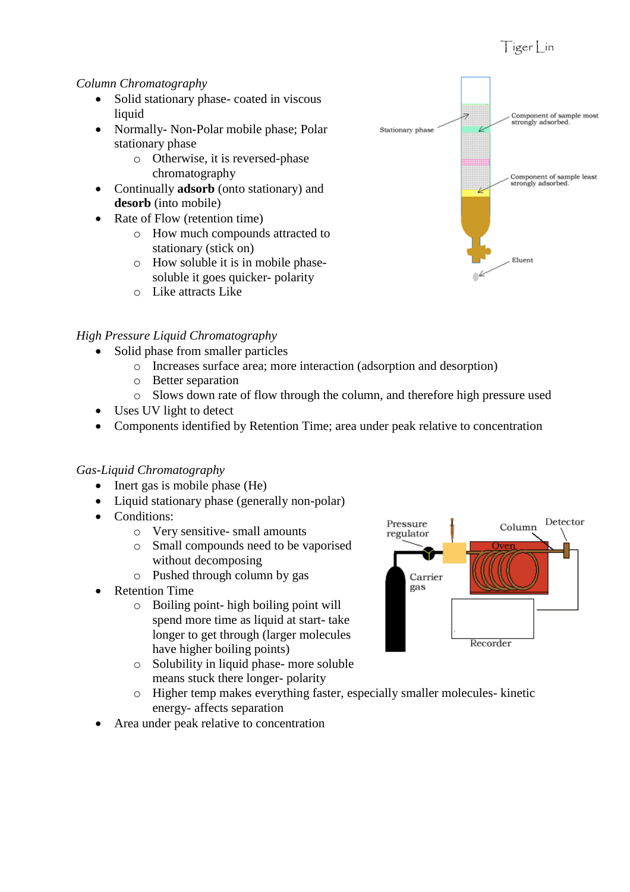*Column Chromatography*

- Solid stationary phase- coated in viscous liquid
- Normally- Non-Polar mobile phase; Polar stationary phase
  - Otherwise, it is reversed-phase chromatography
- Continually **adsorb** (onto stationary) and **desorb** (into mobile)
- Rate of Flow (retention time)
  - How much compounds attracted to stationary (stick on)
  - How soluble it is in mobile phase- soluble it goes quicker- polarity
  - Like attracts Like

Stationary phase

Component of sample most strongly adsorbed.

Component of sample least strongly adsorbed.

Eluent

*High Pressure Liquid Chromatography*

- Solid phase from smaller particles
  - Increases surface area; more interaction (adsorption and desorption)
  - Better separation
  - Slows down rate of flow through the column, and therefore high pressure used
- Uses UV light to detect
- Components identified by Retention Time; area under peak relative to concentration

*Gas-Liquid Chromatography*

- Inert gas is mobile phase (He)
- Liquid stationary phase (generally non-polar)
- Conditions:
  - Very sensitive- small amounts
  - Small compounds need to be vaporised without decomposing
  - Pushed through column by gas
- Retention Time
  - Boiling point- high boiling point will spend more time as liquid at start- take longer to get through (larger molecules have higher boiling points)
  - Solubility in liquid phase- more soluble means stuck there longer- polarity
  - Higher temp makes everything faster, especially smaller molecules- kinetic energy- affects separation
- Area under peak relative to concentration

Pressure regulator

Column

Detector

Oven

Carrier gas

Recorder